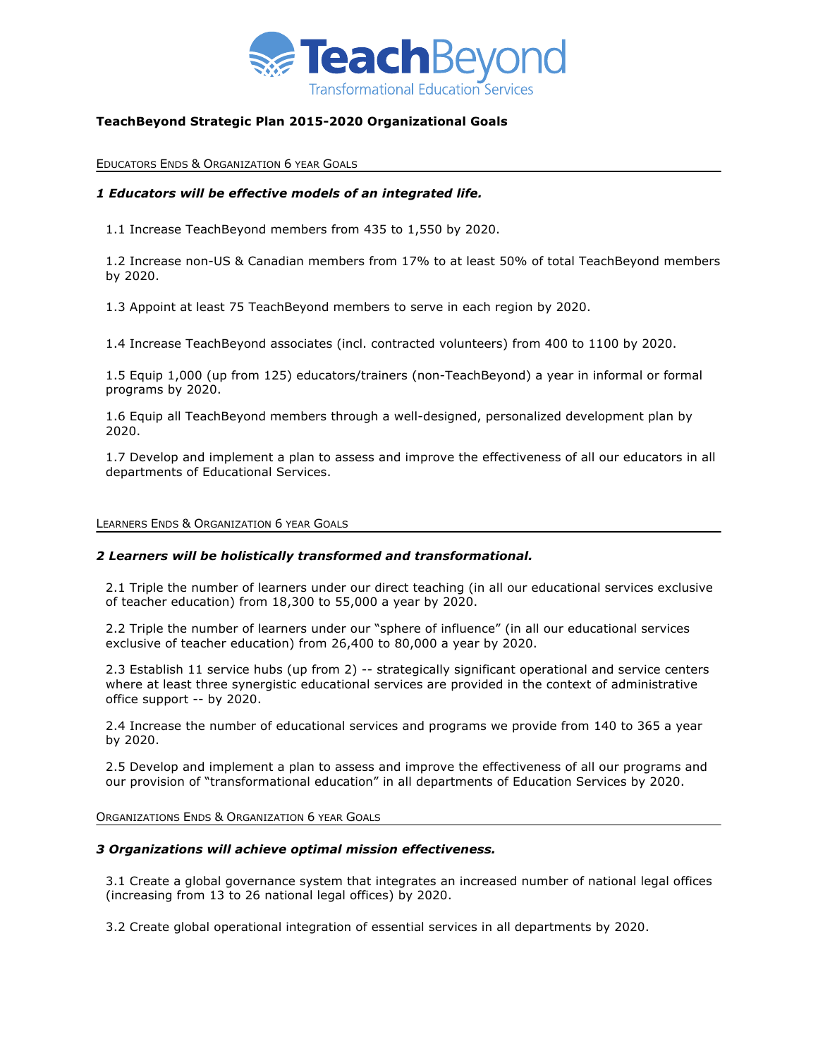# TeachBeyond Strategic Plan 2015-2020 Organizational Goals

## Educators Ends & Organization 6 year Goals

### *1 Educators will be effective models of an integrated life.*

1.1 Increase TeachBeyond members from 435 to 1,550 by 2020.

1.2 Increase non-US & Canadian members from 17% to at least 50% of total TeachBeyond members by 2020.

1.3 Appoint at least 75 TeachBeyond members to serve in each region by 2020.

1.4 Increase TeachBeyond associates (incl. contracted volunteers) from 400 to 1100 by 2020.

1.5 Equip 1,000 (up from 125) educators/trainers (non-TeachBeyond) a year in informal or formal programs by 2020.

1.6 Equip all TeachBeyond members through a well-designed, personalized development plan by 2020.

1.7 Develop and implement a plan to assess and improve the effectiveness of all our educators in all departments of Educational Services.

## Learners Ends & Organization 6 year Goals

### *2 Learners will be holistically transformed and transformational.*

2.1 Triple the number of learners under our direct teaching (in all our educational services exclusive of teacher education) from 18,300 to 55,000 a year by 2020.

2.2 Triple the number of learners under our "sphere of influence" (in all our educational services exclusive of teacher education) from 26,400 to 80,000 a year by 2020.

2.3 Establish 11 service hubs (up from 2) -- strategically significant operational and service centers where at least three synergistic educational services are provided in the context of administrative office support -- by 2020.

2.4 Increase the number of educational services and programs we provide from 140 to 365 a year by 2020.

2.5 Develop and implement a plan to assess and improve the effectiveness of all our programs and our provision of "transformational education" in all departments of Education Services by 2020.

## Organizations Ends & Organization 6 year Goals

### *3 Organizations will achieve optimal mission effectiveness.*

3.1 Create a global governance system that integrates an increased number of national legal offices (increasing from 13 to 26 national legal offices) by 2020.

3.2 Create global operational integration of essential services in all departments by 2020.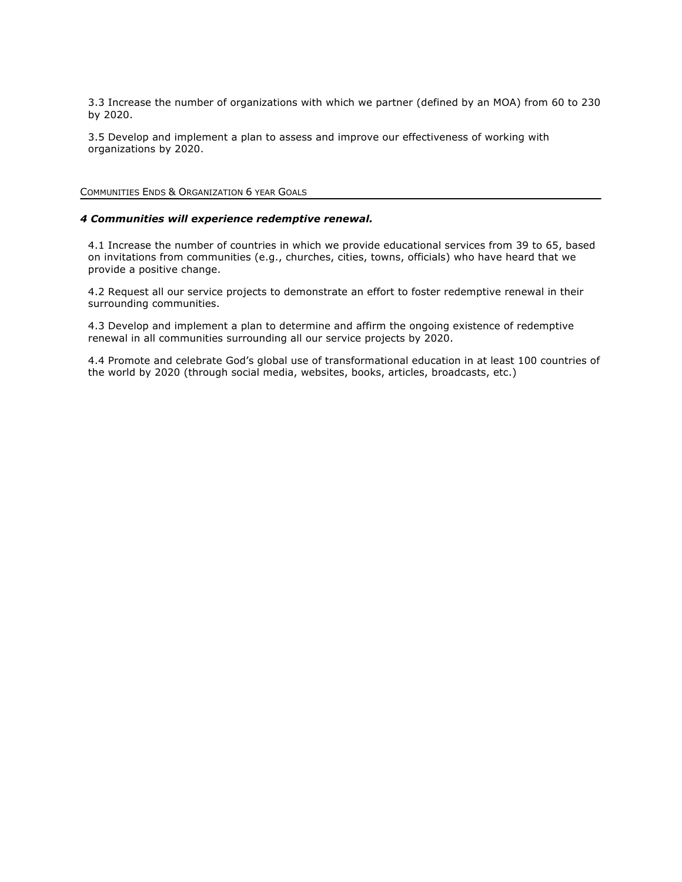3.3 Increase the number of organizations with which we partner (defined by an MOA) from 60 to 230 by 2020.

3.5 Develop and implement a plan to assess and improve our effectiveness of working with organizations by 2020.

## Communities Ends & Organization 6 year Goals

***4 Communities will experience redemptive renewal.***

4.1 Increase the number of countries in which we provide educational services from 39 to 65, based on invitations from communities (e.g., churches, cities, towns, officials) who have heard that we provide a positive change.

4.2 Request all our service projects to demonstrate an effort to foster redemptive renewal in their surrounding communities.

4.3 Develop and implement a plan to determine and affirm the ongoing existence of redemptive renewal in all communities surrounding all our service projects by 2020.

4.4 Promote and celebrate God's global use of transformational education in at least 100 countries of the world by 2020 (through social media, websites, books, articles, broadcasts, etc.)